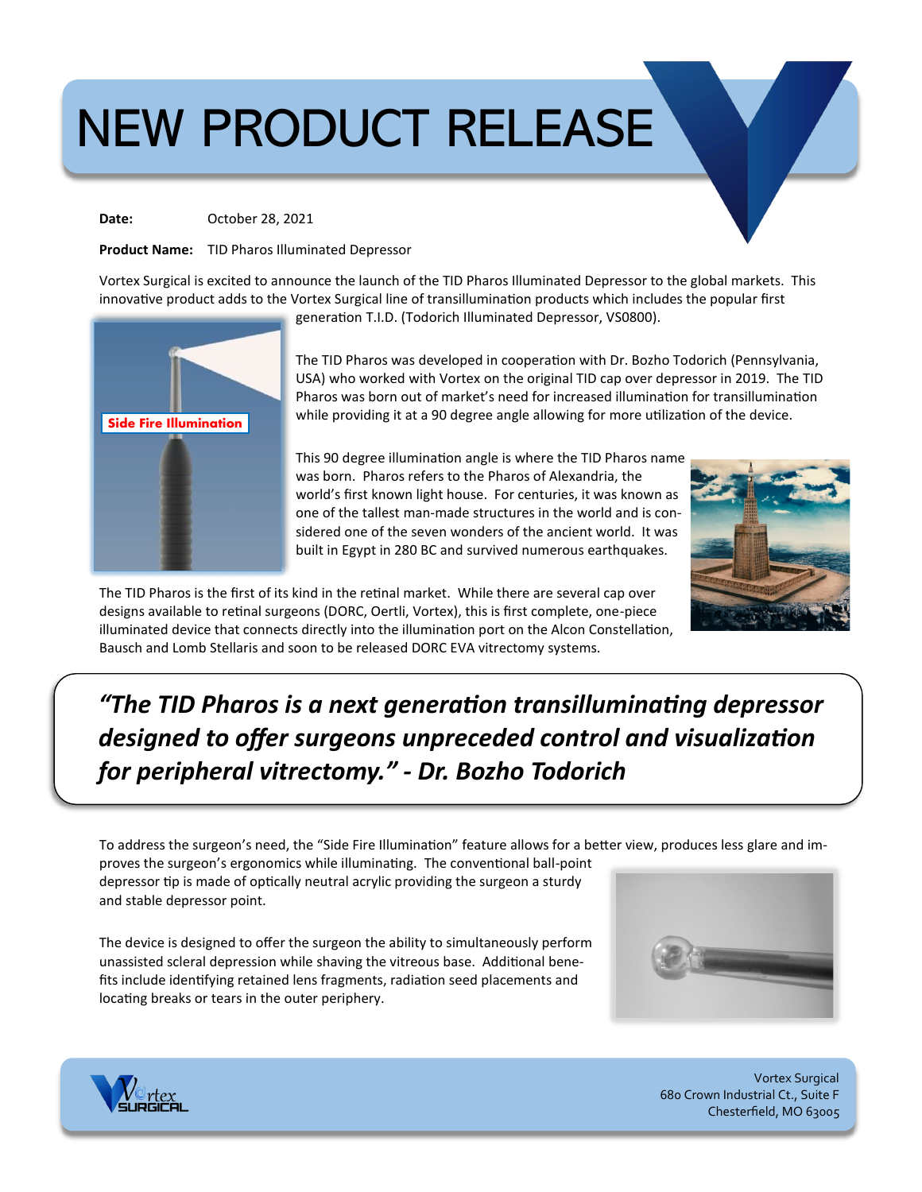# NEW PRODUCT RELEASE

**Date:** October 28, 2021

**Product Name:** TID Pharos Illuminated Depressor

Vortex Surgical is excited to announce the launch of the TID Pharos Illuminated Depressor to the global markets. This innovative product adds to the Vortex Surgical line of transillumination products which includes the popular first generation T.I.D. (Todorich Illuminated Depressor, VS0800).

Side Fire Illumination

The TID Pharos was developed in cooperation with Dr. Bozho Todorich (Pennsylvania, USA) who worked with Vortex on the original TID cap over depressor in 2019. The TID Pharos was born out of market's need for increased illumination for transillumination while providing it at a 90 degree angle allowing for more utilization of the device.

This 90 degree illumination angle is where the TID Pharos name was born. Pharos refers to the Pharos of Alexandria, the world's first known light house. For centuries, it was known as one of the tallest man-made structures in the world and is considered one of the seven wonders of the ancient world. It was built in Egypt in 280 BC and survived numerous earthquakes.

The TID Pharos is the first of its kind in the retinal market. While there are several cap over designs available to retinal surgeons (DORC, Oertli, Vortex), this is first complete, one-piece illuminated device that connects directly into the illumination port on the Alcon Constellation, Bausch and Lomb Stellaris and soon to be released DORC EVA vitrectomy systems.

> ***"The TID Pharos is a next generation transilluminating depressor designed to offer surgeons unpreceded control and visualization for peripheral vitrectomy." - Dr. Bozho Todorich***

To address the surgeon's need, the "Side Fire Illumination" feature allows for a better view, produces less glare and improves the surgeon's ergonomics while illuminating. The conventional ball-point depressor tip is made of optically neutral acrylic providing the surgeon a sturdy and stable depressor point.

The device is designed to offer the surgeon the ability to simultaneously perform unassisted scleral depression while shaving the vitreous base. Additional benefits include identifying retained lens fragments, radiation seed placements and locating breaks or tears in the outer periphery.

Vortex Surgical
680 Crown Industrial Ct., Suite F
Chesterfield, MO 63005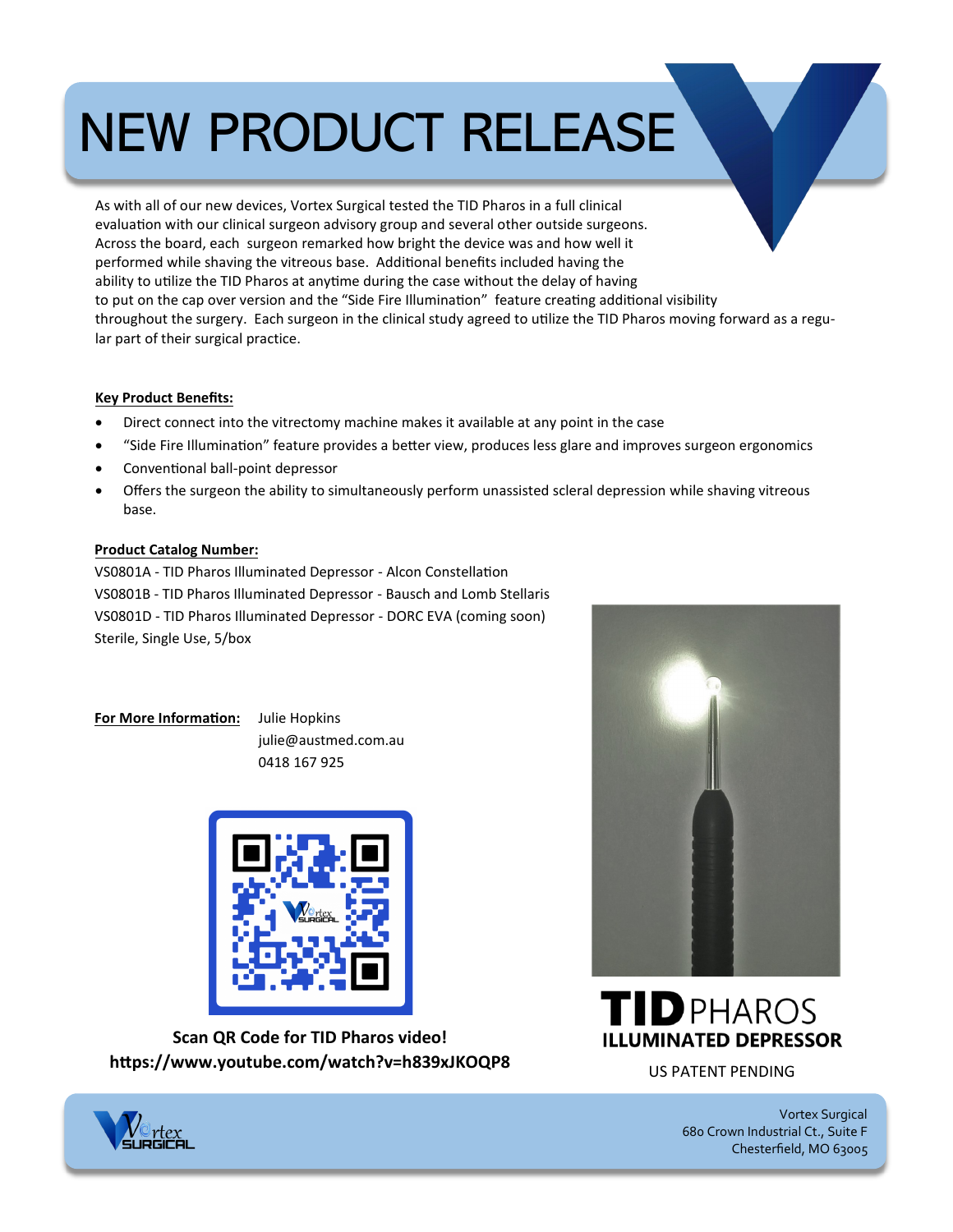# NEW PRODUCT RELEASE

As with all of our new devices, Vortex Surgical tested the TID Pharos in a full clinical evaluation with our clinical surgeon advisory group and several other outside surgeons. Across the board, each surgeon remarked how bright the device was and how well it performed while shaving the vitreous base. Additional benefits included having the ability to utilize the TID Pharos at anytime during the case without the delay of having to put on the cap over version and the "Side Fire Illumination" feature creating additional visibility throughout the surgery. Each surgeon in the clinical study agreed to utilize the TID Pharos moving forward as a regular part of their surgical practice.

**Key Product Benefits:**

- Direct connect into the vitrectomy machine makes it available at any point in the case
- "Side Fire Illumination" feature provides a better view, produces less glare and improves surgeon ergonomics
- Conventional ball-point depressor
- Offers the surgeon the ability to simultaneously perform unassisted scleral depression while shaving vitreous base.

**Product Catalog Number:**

VS0801A - TID Pharos Illuminated Depressor - Alcon Constellation
VS0801B - TID Pharos Illuminated Depressor - Bausch and Lomb Stellaris
VS0801D - TID Pharos Illuminated Depressor - DORC EVA (coming soon)
Sterile, Single Use, 5/box

**For More Information:** Julie Hopkins
julie@austmed.com.au
0418 167 925

**Scan QR Code for TID Pharos video!**
**https://www.youtube.com/watch?v=h839xJKOQP8**

**TID** PHAROS
**ILLUMINATED DEPRESSOR**

US PATENT PENDING

Vortex Surgical
680 Crown Industrial Ct., Suite F
Chesterfield, MO 63005